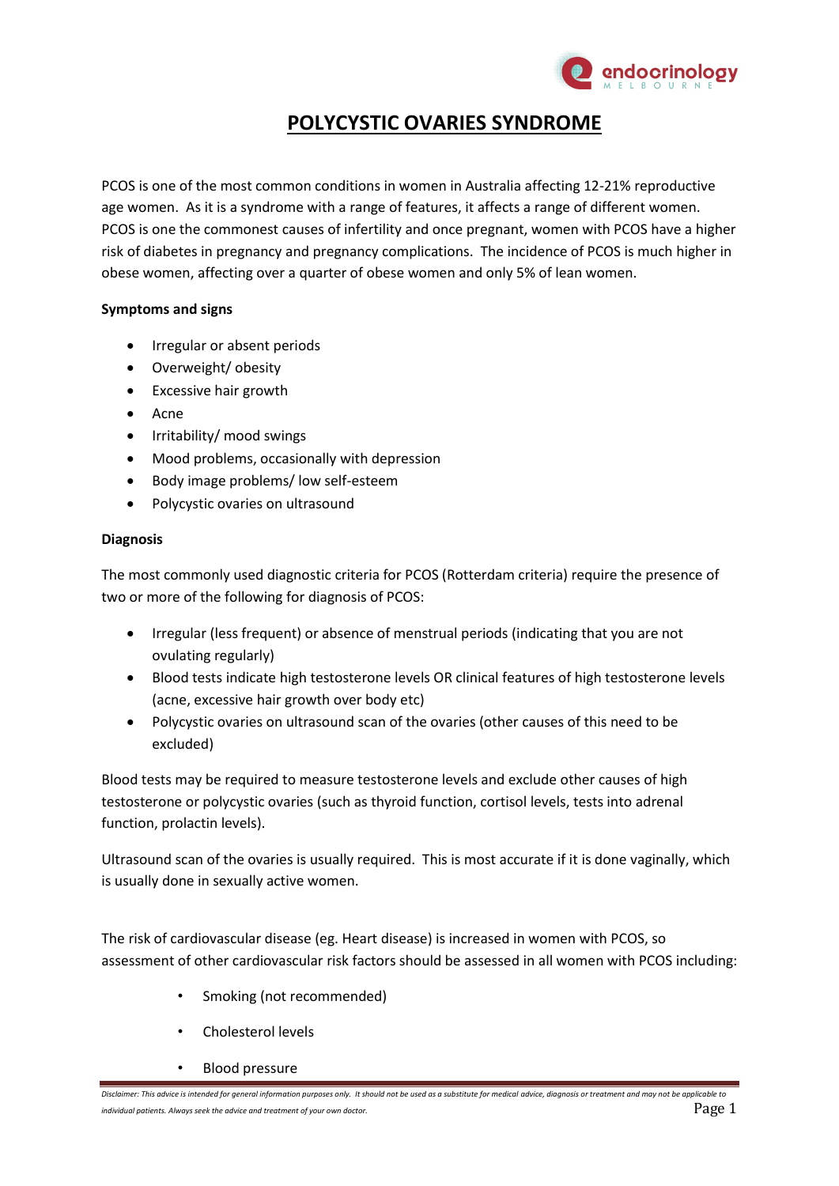# POLYCYSTIC OVARIES SYNDROME

PCOS is one of the most common conditions in women in Australia affecting 12-21% reproductive age women. As it is a syndrome with a range of features, it affects a range of different women. PCOS is one the commonest causes of infertility and once pregnant, women with PCOS have a higher risk of diabetes in pregnancy and pregnancy complications. The incidence of PCOS is much higher in obese women, affecting over a quarter of obese women and only 5% of lean women.

**Symptoms and signs**

- Irregular or absent periods
- Overweight/ obesity
- Excessive hair growth
- Acne
- Irritability/ mood swings
- Mood problems, occasionally with depression
- Body image problems/ low self-esteem
- Polycystic ovaries on ultrasound

**Diagnosis**

The most commonly used diagnostic criteria for PCOS (Rotterdam criteria) require the presence of two or more of the following for diagnosis of PCOS:

- Irregular (less frequent) or absence of menstrual periods (indicating that you are not ovulating regularly)
- Blood tests indicate high testosterone levels OR clinical features of high testosterone levels (acne, excessive hair growth over body etc)
- Polycystic ovaries on ultrasound scan of the ovaries (other causes of this need to be excluded)

Blood tests may be required to measure testosterone levels and exclude other causes of high testosterone or polycystic ovaries (such as thyroid function, cortisol levels, tests into adrenal function, prolactin levels).

Ultrasound scan of the ovaries is usually required. This is most accurate if it is done vaginally, which is usually done in sexually active women.

The risk of cardiovascular disease (eg. Heart disease) is increased in women with PCOS, so assessment of other cardiovascular risk factors should be assessed in all women with PCOS including:

- Smoking (not recommended)
- Cholesterol levels
- Blood pressure

*Disclaimer: This advice is intended for general information purposes only. It should not be used as a substitute for medical advice, diagnosis or treatment and may not be applicable to individual patients. Always seek the advice and treatment of your own doctor.*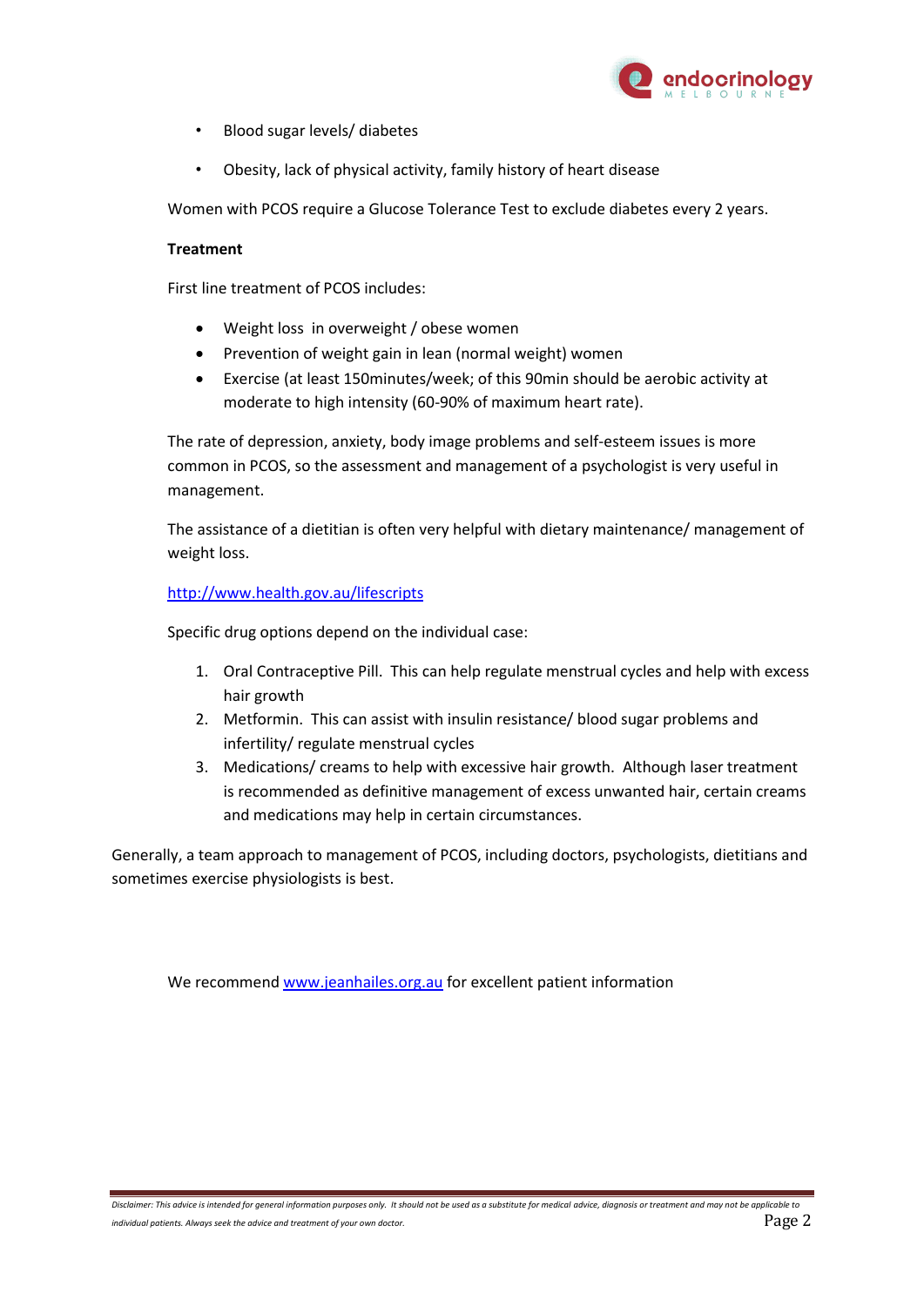- Blood sugar levels/ diabetes
- Obesity, lack of physical activity, family history of heart disease

Women with PCOS require a Glucose Tolerance Test to exclude diabetes every 2 years.

**Treatment**

First line treatment of PCOS includes:

- Weight loss in overweight / obese women
- Prevention of weight gain in lean (normal weight) women
- Exercise (at least 150minutes/week; of this 90min should be aerobic activity at moderate to high intensity (60-90% of maximum heart rate).

The rate of depression, anxiety, body image problems and self-esteem issues is more common in PCOS, so the assessment and management of a psychologist is very useful in management.

The assistance of a dietitian is often very helpful with dietary maintenance/ management of weight loss.

http://www.health.gov.au/lifescripts

Specific drug options depend on the individual case:

1. Oral Contraceptive Pill. This can help regulate menstrual cycles and help with excess hair growth
2. Metformin. This can assist with insulin resistance/ blood sugar problems and infertility/ regulate menstrual cycles
3. Medications/ creams to help with excessive hair growth. Although laser treatment is recommended as definitive management of excess unwanted hair, certain creams and medications may help in certain circumstances.

Generally, a team approach to management of PCOS, including doctors, psychologists, dietitians and sometimes exercise physiologists is best.

We recommend www.jeanhailes.org.au for excellent patient information

*Disclaimer: This advice is intended for general information purposes only. It should not be used as a substitute for medical advice, diagnosis or treatment and may not be applicable to individual patients. Always seek the advice and treatment of your own doctor.*